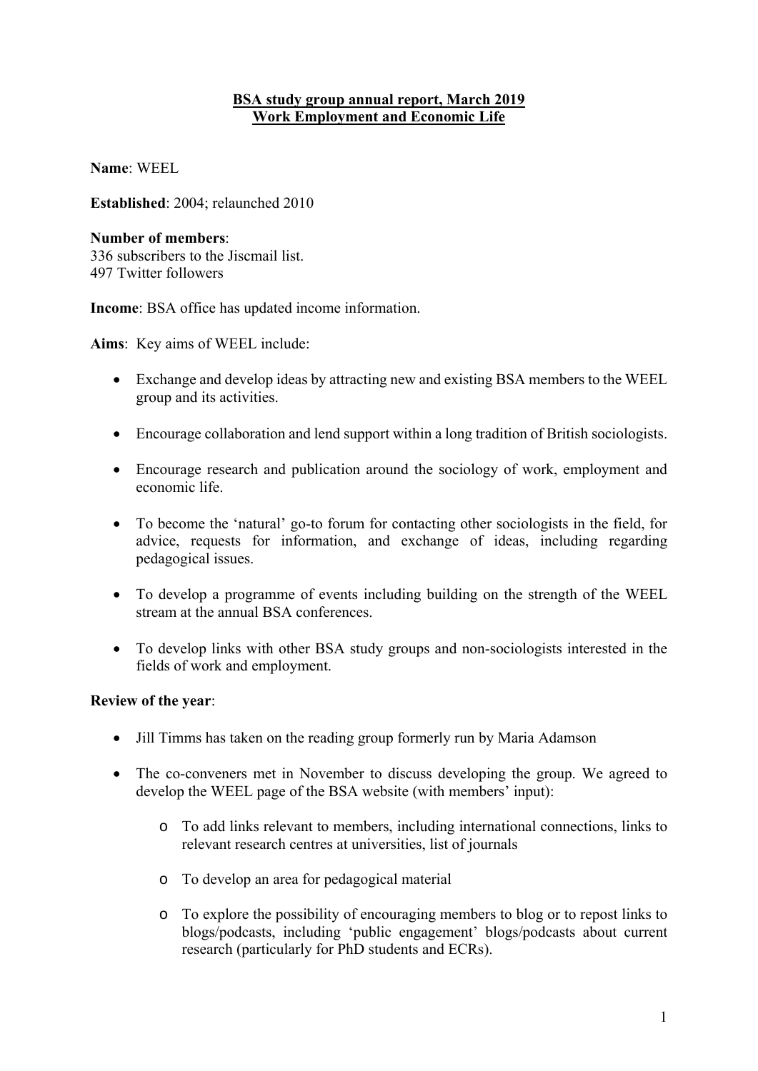# BSA study group annual report, March 2019
## Work Employment and Economic Life

**Name**: WEEL

**Established**: 2004; relaunched 2010

**Number of members**:
336 subscribers to the Jiscmail list.
497 Twitter followers

**Income**: BSA office has updated income information.

**Aims**: Key aims of WEEL include:

- Exchange and develop ideas by attracting new and existing BSA members to the WEEL group and its activities.
- Encourage collaboration and lend support within a long tradition of British sociologists.
- Encourage research and publication around the sociology of work, employment and economic life.
- To become the 'natural' go-to forum for contacting other sociologists in the field, for advice, requests for information, and exchange of ideas, including regarding pedagogical issues.
- To develop a programme of events including building on the strength of the WEEL stream at the annual BSA conferences.
- To develop links with other BSA study groups and non-sociologists interested in the fields of work and employment.

**Review of the year**:

- Jill Timms has taken on the reading group formerly run by Maria Adamson
- The co-conveners met in November to discuss developing the group. We agreed to develop the WEEL page of the BSA website (with members' input):
    - To add links relevant to members, including international connections, links to relevant research centres at universities, list of journals
    - To develop an area for pedagogical material
    - To explore the possibility of encouraging members to blog or to repost links to blogs/podcasts, including 'public engagement' blogs/podcasts about current research (particularly for PhD students and ECRs).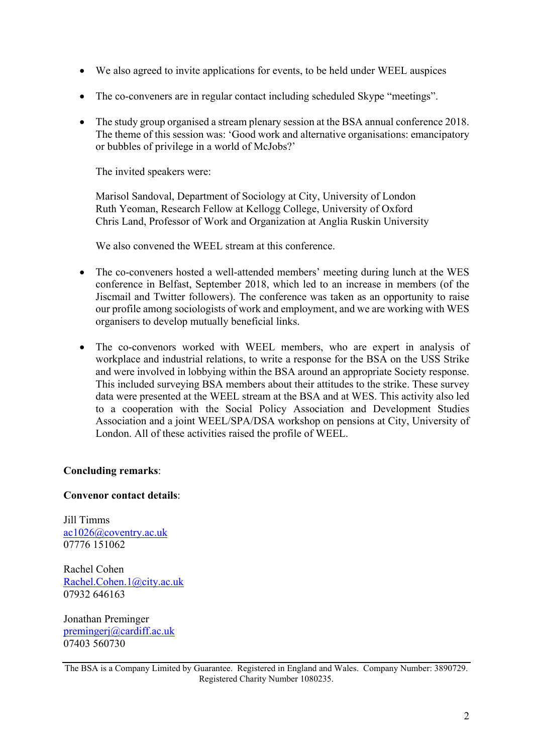- We also agreed to invite applications for events, to be held under WEEL auspices

- The co-conveners are in regular contact including scheduled Skype "meetings".

- The study group organised a stream plenary session at the BSA annual conference 2018. The theme of this session was: 'Good work and alternative organisations: emancipatory or bubbles of privilege in a world of McJobs?'

  The invited speakers were:

  Marisol Sandoval, Department of Sociology at City, University of London
  Ruth Yeoman, Research Fellow at Kellogg College, University of Oxford
  Chris Land, Professor of Work and Organization at Anglia Ruskin University

  We also convened the WEEL stream at this conference.

- The co-conveners hosted a well-attended members' meeting during lunch at the WES conference in Belfast, September 2018, which led to an increase in members (of the Jiscmail and Twitter followers). The conference was taken as an opportunity to raise our profile among sociologists of work and employment, and we are working with WES organisers to develop mutually beneficial links.

- The co-convenors worked with WEEL members, who are expert in analysis of workplace and industrial relations, to write a response for the BSA on the USS Strike and were involved in lobbying within the BSA around an appropriate Society response. This included surveying BSA members about their attitudes to the strike. These survey data were presented at the WEEL stream at the BSA and at WES. This activity also led to a cooperation with the Social Policy Association and Development Studies Association and a joint WEEL/SPA/DSA workshop on pensions at City, University of London. All of these activities raised the profile of WEEL.

**Concluding remarks**:

**Convenor contact details**:

Jill Timms
ac1026@coventry.ac.uk
07776 151062

Rachel Cohen
Rachel.Cohen.1@city.ac.uk
07932 646163

Jonathan Preminger
premingerj@cardiff.ac.uk
07403 560730

The BSA is a Company Limited by Guarantee. Registered in England and Wales. Company Number: 3890729. Registered Charity Number 1080235.